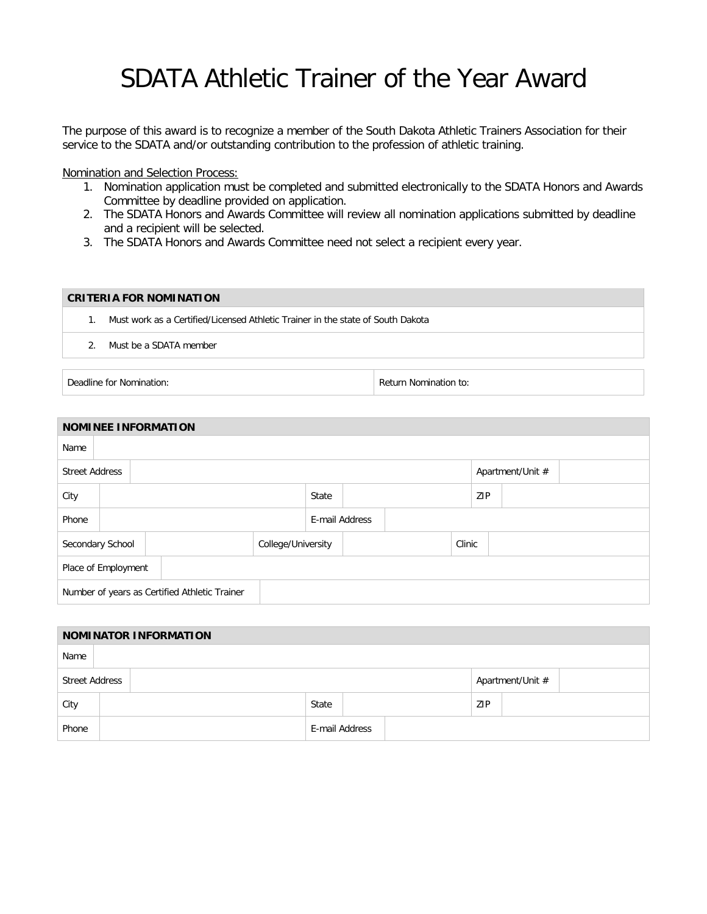# SDATA Athletic Trainer of the Year Award

The purpose of this award is to recognize a member of the South Dakota Athletic Trainers Association for their service to the SDATA and/or outstanding contribution to the profession of athletic training.

Nomination and Selection Process:

1. Nomination application must be completed and submitted electronically to the SDATA Honors and Awards Committee by deadline provided on application.
2. The SDATA Honors and Awards Committee will review all nomination applications submitted by deadline and a recipient will be selected.
3. The SDATA Honors and Awards Committee need not select a recipient every year.

| CRITERIA FOR NOMINATION |
|---|
| 1. Must work as a Certified/Licensed Athletic Trainer in the state of South Dakota |
| 2. Must be a SDATA member |

| Deadline for Nomination: | Return Nomination to: |
|---|---|

| NOMINEE INFORMATION | | | | | |
|---|---|---|---|---|---|
| Name | | | | | |
| Street Address | | | | Apartment/Unit # | |
| City | | State | | ZIP | |
| Phone | | E-mail Address | | | |
| Secondary School | | College/University | | Clinic | |
| Place of Employment | | | | | |
| Number of years as Certified Athletic Trainer | | | | | |

| NOMINATOR INFORMATION | | | | | |
|---|---|---|---|---|---|
| Name | | | | | |
| Street Address | | | | Apartment/Unit # | |
| City | | State | | ZIP | |
| Phone | | E-mail Address | | | |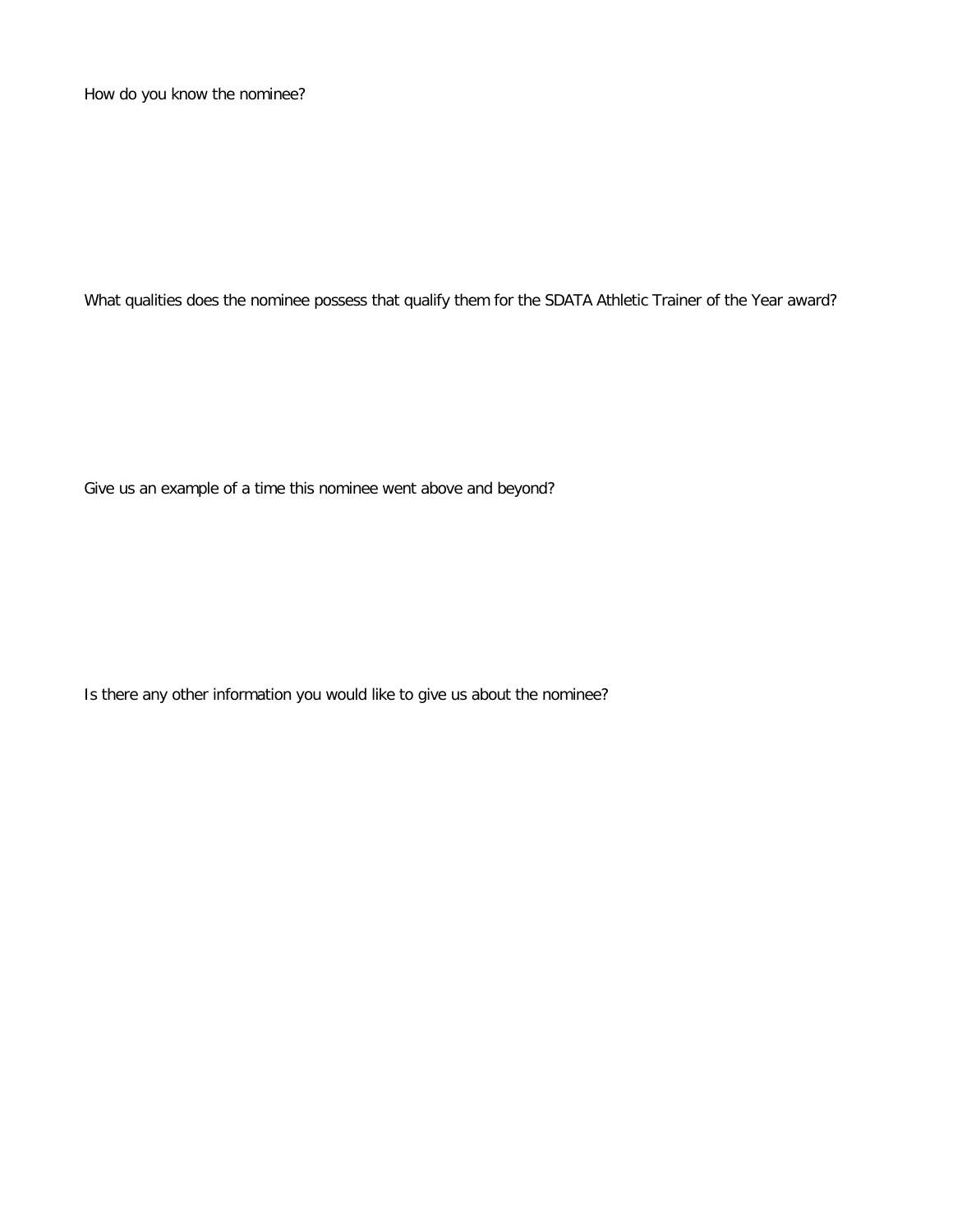How do you know the nominee?

What qualities does the nominee possess that qualify them for the SDATA Athletic Trainer of the Year award?

Give us an example of a time this nominee went above and beyond?

Is there any other information you would like to give us about the nominee?